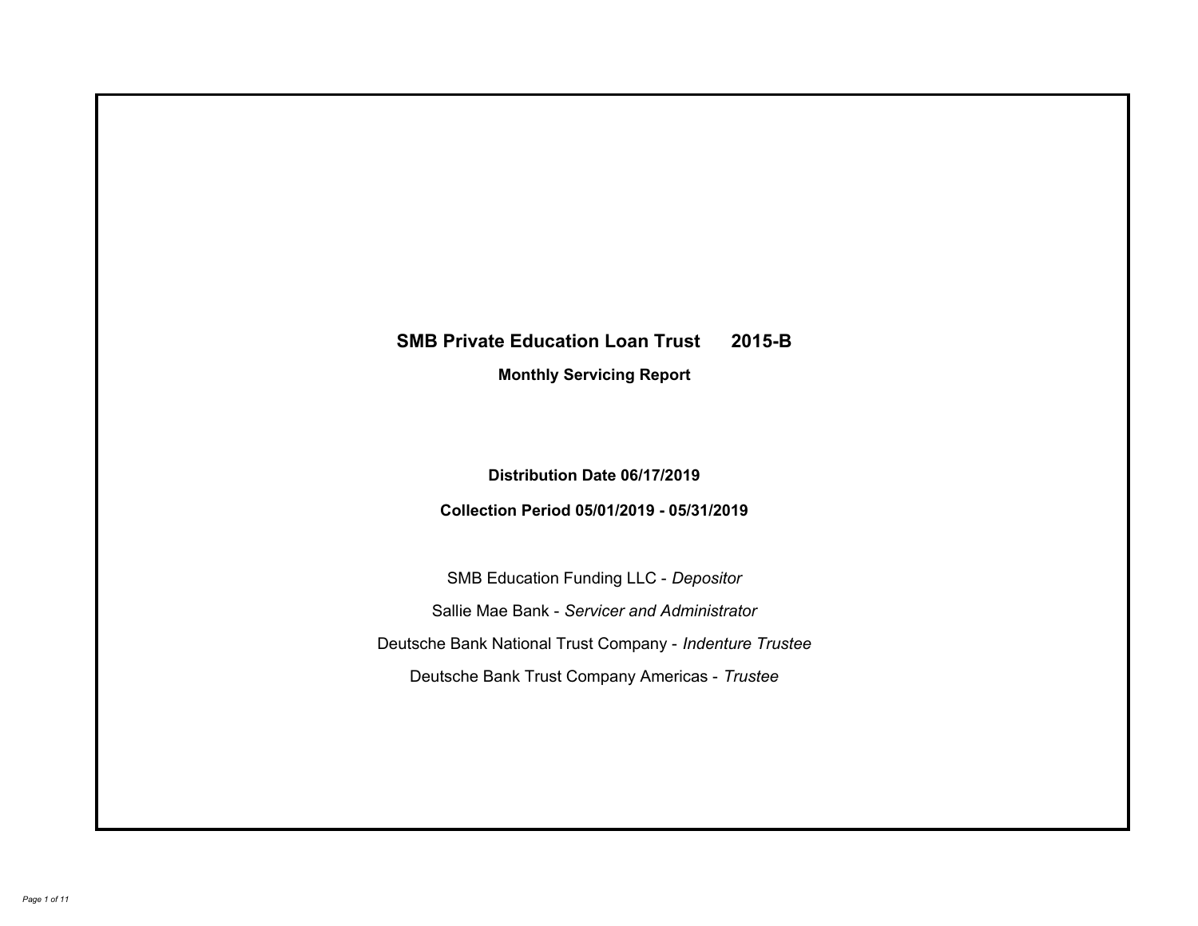# SMB Private Education Loan Trust 2015-B

## Monthly Servicing Report

**Distribution Date 06/17/2019**

**Collection Period 05/01/2019 - 05/31/2019**

SMB Education Funding LLC - *Depositor*

Sallie Mae Bank - *Servicer and Administrator*

Deutsche Bank National Trust Company - *Indenture Trustee*

Deutsche Bank Trust Company Americas - *Trustee*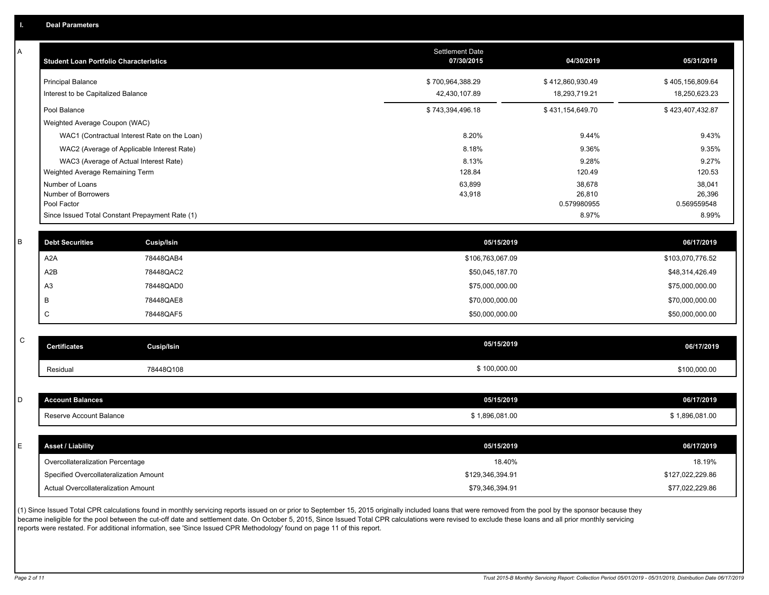## I. Deal Parameters

### A

| Student Loan Portfolio Characteristics | Settlement Date 07/30/2015 | 04/30/2019 | 05/31/2019 |
|---|---|---|---|
| Principal Balance | $ 700,964,388.29 | $ 412,860,930.49 | $ 405,156,809.64 |
| Interest to be Capitalized Balance | 42,430,107.89 | 18,293,719.21 | 18,250,623.23 |
| Pool Balance | $ 743,394,496.18 | $ 431,154,649.70 | $ 423,407,432.87 |
| Weighted Average Coupon (WAC) | | | |
| WAC1 (Contractual Interest Rate on the Loan) | 8.20% | 9.44% | 9.43% |
| WAC2 (Average of Applicable Interest Rate) | 8.18% | 9.36% | 9.35% |
| WAC3 (Average of Actual Interest Rate) | 8.13% | 9.28% | 9.27% |
| Weighted Average Remaining Term | 128.84 | 120.49 | 120.53 |
| Number of Loans | 63,899 | 38,678 | 38,041 |
| Number of Borrowers | 43,918 | 26,810 | 26,396 |
| Pool Factor | | 0.579980955 | 0.569559548 |
| Since Issued Total Constant Prepayment Rate (1) | | 8.97% | 8.99% |

### B

| Debt Securities | Cusip/Isin | 05/15/2019 | 06/17/2019 |
|---|---|---|---|
| A2A | 78448QAB4 | $106,763,067.09 | $103,070,776.52 |
| A2B | 78448QAC2 | $50,045,187.70 | $48,314,426.49 |
| A3 | 78448QAD0 | $75,000,000.00 | $75,000,000.00 |
| B | 78448QAE8 | $70,000,000.00 | $70,000,000.00 |
| C | 78448QAF5 | $50,000,000.00 | $50,000,000.00 |

### C

| Certificates | Cusip/Isin | 05/15/2019 | 06/17/2019 |
|---|---|---|---|
| Residual | 78448Q108 | $ 100,000.00 | $100,000.00 |

### D

| Account Balances | 05/15/2019 | 06/17/2019 |
|---|---|---|
| Reserve Account Balance | $ 1,896,081.00 | $ 1,896,081.00 |

### E

| Asset / Liability | 05/15/2019 | 06/17/2019 |
|---|---|---|
| Overcollateralization Percentage | 18.40% | 18.19% |
| Specified Overcollateralization Amount | $129,346,394.91 | $127,022,229.86 |
| Actual Overcollateralization Amount | $79,346,394.91 | $77,022,229.86 |

(1) Since Issued Total CPR calculations found in monthly servicing reports issued on or prior to September 15, 2015 originally included loans that were removed from the pool by the sponsor because they became ineligible for the pool between the cut-off date and settlement date. On October 5, 2015, Since Issued Total CPR calculations were revised to exclude these loans and all prior monthly servicing reports were restated. For additional information, see 'Since Issued CPR Methodology' found on page 11 of this report.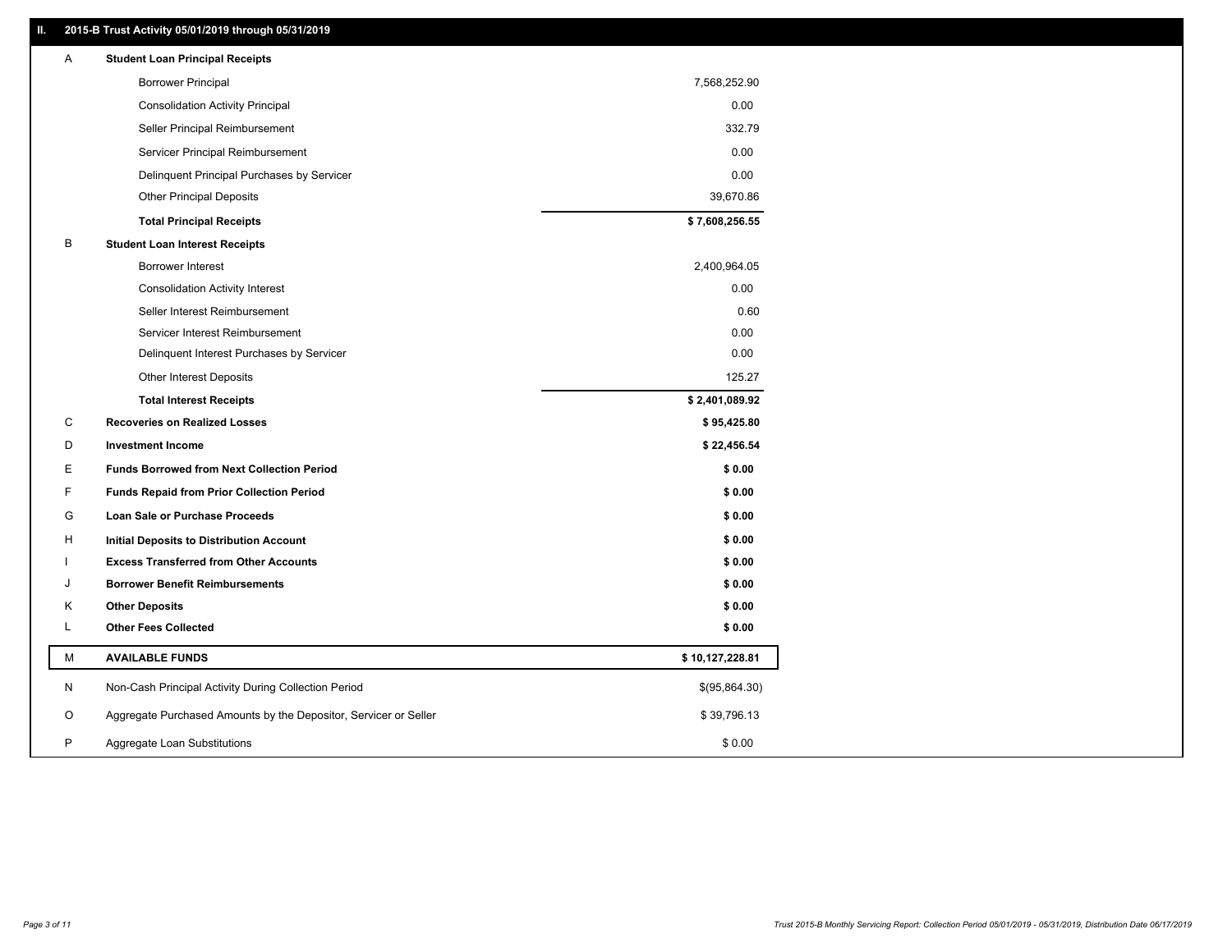## II. 2015-B Trust Activity 05/01/2019 through 05/31/2019

| | | |
|---|---|---|
| A | **Student Loan Principal Receipts** | |
| | Borrower Principal | 7,568,252.90 |
| | Consolidation Activity Principal | 0.00 |
| | Seller Principal Reimbursement | 332.79 |
| | Servicer Principal Reimbursement | 0.00 |
| | Delinquent Principal Purchases by Servicer | 0.00 |
| | Other Principal Deposits | 39,670.86 |
| | **Total Principal Receipts** | **$ 7,608,256.55** |
| B | **Student Loan Interest Receipts** | |
| | Borrower Interest | 2,400,964.05 |
| | Consolidation Activity Interest | 0.00 |
| | Seller Interest Reimbursement | 0.60 |
| | Servicer Interest Reimbursement | 0.00 |
| | Delinquent Interest Purchases by Servicer | 0.00 |
| | Other Interest Deposits | 125.27 |
| | **Total Interest Receipts** | **$ 2,401,089.92** |
| C | **Recoveries on Realized Losses** | **$ 95,425.80** |
| D | **Investment Income** | **$ 22,456.54** |
| E | **Funds Borrowed from Next Collection Period** | **$ 0.00** |
| F | **Funds Repaid from Prior Collection Period** | **$ 0.00** |
| G | **Loan Sale or Purchase Proceeds** | **$ 0.00** |
| H | **Initial Deposits to Distribution Account** | **$ 0.00** |
| I | **Excess Transferred from Other Accounts** | **$ 0.00** |
| J | **Borrower Benefit Reimbursements** | **$ 0.00** |
| K | **Other Deposits** | **$ 0.00** |
| L | **Other Fees Collected** | **$ 0.00** |
| M | **AVAILABLE FUNDS** | **$ 10,127,228.81** |
| N | Non-Cash Principal Activity During Collection Period | $(95,864.30) |
| O | Aggregate Purchased Amounts by the Depositor, Servicer or Seller | $ 39,796.13 |
| P | Aggregate Loan Substitutions | $ 0.00 |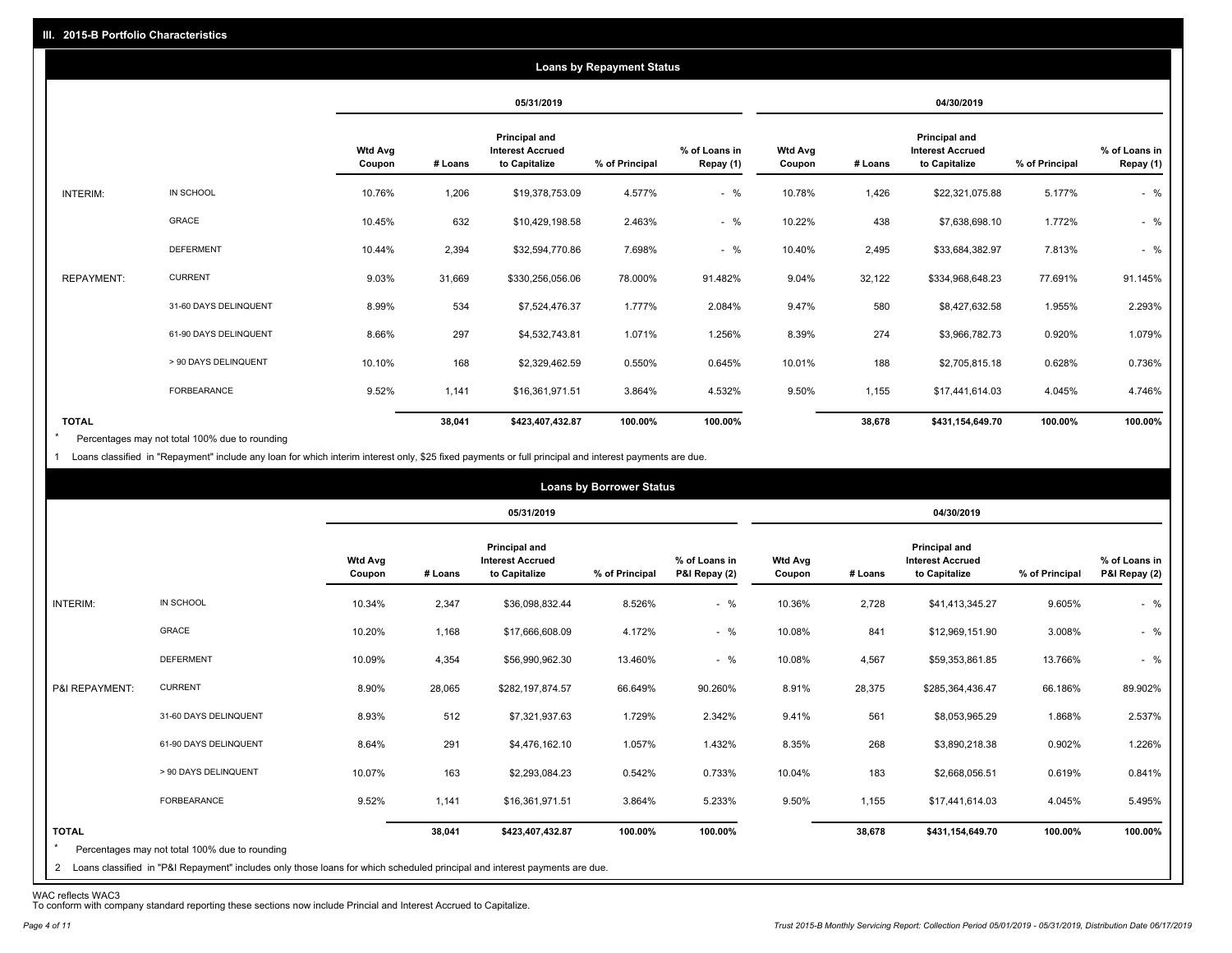## III. 2015-B Portfolio Characteristics

### Loans by Repayment Status

| | | 05/31/2019 | | | | | 04/30/2019 | | | | |
|---|---|---|---|---|---|---|---|---|---|---|---|
| | | Wtd Avg Coupon | # Loans | Principal and Interest Accrued to Capitalize | % of Principal | % of Loans in Repay (1) | Wtd Avg Coupon | # Loans | Principal and Interest Accrued to Capitalize | % of Principal | % of Loans in Repay (1) |
| INTERIM: | IN SCHOOL | 10.76% | 1,206 | $19,378,753.09 | 4.577% | - % | 10.78% | 1,426 | $22,321,075.88 | 5.177% | - % |
| | GRACE | 10.45% | 632 | $10,429,198.58 | 2.463% | - % | 10.22% | 438 | $7,638,698.10 | 1.772% | - % |
| | DEFERMENT | 10.44% | 2,394 | $32,594,770.86 | 7.698% | - % | 10.40% | 2,495 | $33,684,382.97 | 7.813% | - % |
| REPAYMENT: | CURRENT | 9.03% | 31,669 | $330,256,056.06 | 78.000% | 91.482% | 9.04% | 32,122 | $334,968,648.23 | 77.691% | 91.145% |
| | 31-60 DAYS DELINQUENT | 8.99% | 534 | $7,524,476.37 | 1.777% | 2.084% | 9.47% | 580 | $8,427,632.58 | 1.955% | 2.293% |
| | 61-90 DAYS DELINQUENT | 8.66% | 297 | $4,532,743.81 | 1.071% | 1.256% | 8.39% | 274 | $3,966,782.73 | 0.920% | 1.079% |
| | > 90 DAYS DELINQUENT | 10.10% | 168 | $2,329,462.59 | 0.550% | 0.645% | 10.01% | 188 | $2,705,815.18 | 0.628% | 0.736% |
| | FORBEARANCE | 9.52% | 1,141 | $16,361,971.51 | 3.864% | 4.532% | 9.50% | 1,155 | $17,441,614.03 | 4.045% | 4.746% |
| TOTAL | | | 38,041 | $423,407,432.87 | 100.00% | 100.00% | | 38,678 | $431,154,649.70 | 100.00% | 100.00% |

\* Percentages may not total 100% due to rounding

1 Loans classified in "Repayment" include any loan for which interim interest only, $25 fixed payments or full principal and interest payments are due.

### Loans by Borrower Status

| | | 05/31/2019 | | | | | 04/30/2019 | | | | |
|---|---|---|---|---|---|---|---|---|---|---|---|
| | | Wtd Avg Coupon | # Loans | Principal and Interest Accrued to Capitalize | % of Principal | % of Loans in P&I Repay (2) | Wtd Avg Coupon | # Loans | Principal and Interest Accrued to Capitalize | % of Principal | % of Loans in P&I Repay (2) |
| INTERIM: | IN SCHOOL | 10.34% | 2,347 | $36,098,832.44 | 8.526% | - % | 10.36% | 2,728 | $41,413,345.27 | 9.605% | - % |
| | GRACE | 10.20% | 1,168 | $17,666,608.09 | 4.172% | - % | 10.08% | 841 | $12,969,151.90 | 3.008% | - % |
| | DEFERMENT | 10.09% | 4,354 | $56,990,962.30 | 13.460% | - % | 10.08% | 4,567 | $59,353,861.85 | 13.766% | - % |
| P&I REPAYMENT: | CURRENT | 8.90% | 28,065 | $282,197,874.57 | 66.649% | 90.260% | 8.91% | 28,375 | $285,364,436.47 | 66.186% | 89.902% |
| | 31-60 DAYS DELINQUENT | 8.93% | 512 | $7,321,937.63 | 1.729% | 2.342% | 9.41% | 561 | $8,053,965.29 | 1.868% | 2.537% |
| | 61-90 DAYS DELINQUENT | 8.64% | 291 | $4,476,162.10 | 1.057% | 1.432% | 8.35% | 268 | $3,890,218.38 | 0.902% | 1.226% |
| | > 90 DAYS DELINQUENT | 10.07% | 163 | $2,293,084.23 | 0.542% | 0.733% | 10.04% | 183 | $2,668,056.51 | 0.619% | 0.841% |
| | FORBEARANCE | 9.52% | 1,141 | $16,361,971.51 | 3.864% | 5.233% | 9.50% | 1,155 | $17,441,614.03 | 4.045% | 5.495% |
| TOTAL | | | 38,041 | $423,407,432.87 | 100.00% | 100.00% | | 38,678 | $431,154,649.70 | 100.00% | 100.00% |

\* Percentages may not total 100% due to rounding

2 Loans classified in "P&I Repayment" includes only those loans for which scheduled principal and interest payments are due.

WAC reflects WAC3

To conform with company standard reporting these sections now include Princial and Interest Accrued to Capitalize.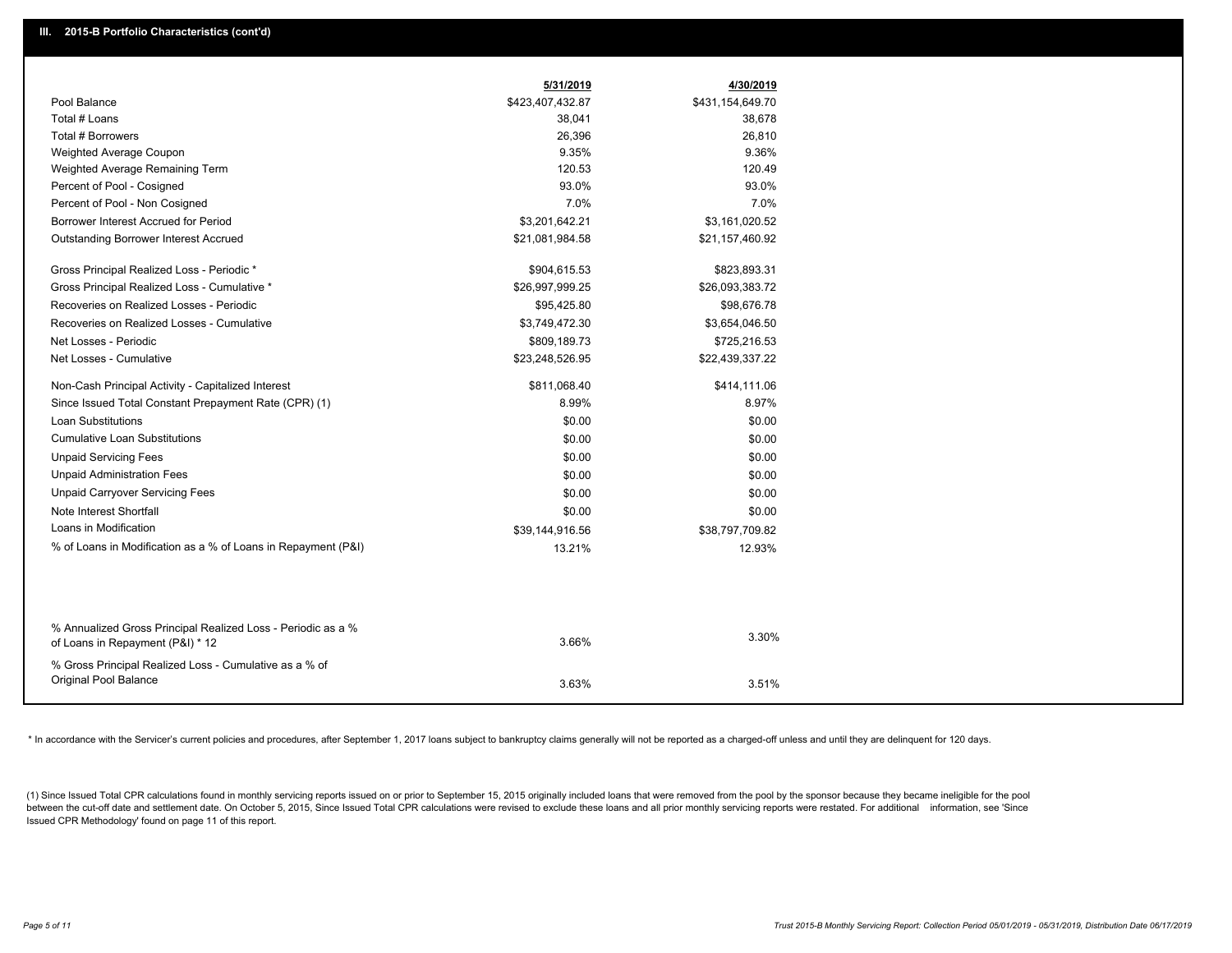## III. 2015-B Portfolio Characteristics (cont'd)

| | 5/31/2019 | 4/30/2019 |
|---|---|---|
| Pool Balance | $423,407,432.87 | $431,154,649.70 |
| Total # Loans | 38,041 | 38,678 |
| Total # Borrowers | 26,396 | 26,810 |
| Weighted Average Coupon | 9.35% | 9.36% |
| Weighted Average Remaining Term | 120.53 | 120.49 |
| Percent of Pool - Cosigned | 93.0% | 93.0% |
| Percent of Pool - Non Cosigned | 7.0% | 7.0% |
| Borrower Interest Accrued for Period | $3,201,642.21 | $3,161,020.52 |
| Outstanding Borrower Interest Accrued | $21,081,984.58 | $21,157,460.92 |
| Gross Principal Realized Loss - Periodic * | $904,615.53 | $823,893.31 |
| Gross Principal Realized Loss - Cumulative * | $26,997,999.25 | $26,093,383.72 |
| Recoveries on Realized Losses - Periodic | $95,425.80 | $98,676.78 |
| Recoveries on Realized Losses - Cumulative | $3,749,472.30 | $3,654,046.50 |
| Net Losses - Periodic | $809,189.73 | $725,216.53 |
| Net Losses - Cumulative | $23,248,526.95 | $22,439,337.22 |
| Non-Cash Principal Activity - Capitalized Interest | $811,068.40 | $414,111.06 |
| Since Issued Total Constant Prepayment Rate (CPR) (1) | 8.99% | 8.97% |
| Loan Substitutions | $0.00 | $0.00 |
| Cumulative Loan Substitutions | $0.00 | $0.00 |
| Unpaid Servicing Fees | $0.00 | $0.00 |
| Unpaid Administration Fees | $0.00 | $0.00 |
| Unpaid Carryover Servicing Fees | $0.00 | $0.00 |
| Note Interest Shortfall | $0.00 | $0.00 |
| Loans in Modification | $39,144,916.56 | $38,797,709.82 |
| % of Loans in Modification as a % of Loans in Repayment (P&I) | 13.21% | 12.93% |
| % Annualized Gross Principal Realized Loss - Periodic as a % of Loans in Repayment (P&I) * 12 | 3.66% | 3.30% |
| % Gross Principal Realized Loss - Cumulative as a % of Original Pool Balance | 3.63% | 3.51% |

* In accordance with the Servicer's current policies and procedures, after September 1, 2017 loans subject to bankruptcy claims generally will not be reported as a charged-off unless and until they are delinquent for 120 days.

(1) Since Issued Total CPR calculations found in monthly servicing reports issued on or prior to September 15, 2015 originally included loans that were removed from the pool by the sponsor because they became ineligible for the pool between the cut-off date and settlement date. On October 5, 2015, Since Issued Total CPR calculations were revised to exclude these loans and all prior monthly servicing reports were restated. For additional information, see 'Since Issued CPR Methodology' found on page 11 of this report.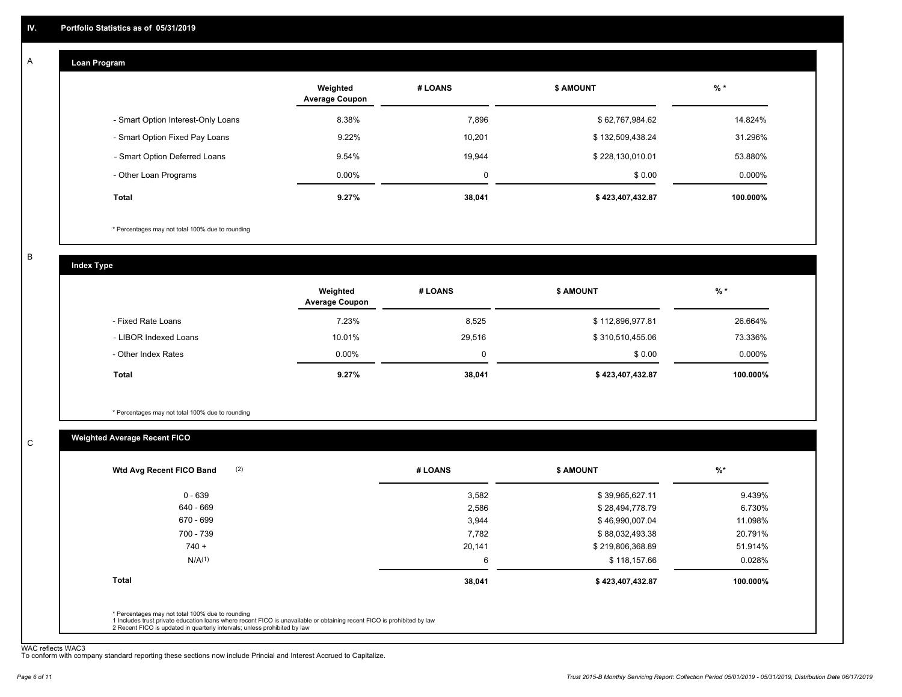## IV. Portfolio Statistics as of 05/31/2019

### A

#### Loan Program

| | Weighted Average Coupon | # LOANS | $ AMOUNT | % * |
|---|---|---|---|---|
| - Smart Option Interest-Only Loans | 8.38% | 7,896 | $ 62,767,984.62 | 14.824% |
| - Smart Option Fixed Pay Loans | 9.22% | 10,201 | $ 132,509,438.24 | 31.296% |
| - Smart Option Deferred Loans | 9.54% | 19,944 | $ 228,130,010.01 | 53.880% |
| - Other Loan Programs | 0.00% | 0 | $ 0.00 | 0.000% |
| **Total** | **9.27%** | **38,041** | **$ 423,407,432.87** | **100.000%** |

* Percentages may not total 100% due to rounding

### B

#### Index Type

| | Weighted Average Coupon | # LOANS | $ AMOUNT | % * |
|---|---|---|---|---|
| - Fixed Rate Loans | 7.23% | 8,525 | $ 112,896,977.81 | 26.664% |
| - LIBOR Indexed Loans | 10.01% | 29,516 | $ 310,510,455.06 | 73.336% |
| - Other Index Rates | 0.00% | 0 | $ 0.00 | 0.000% |
| **Total** | **9.27%** | **38,041** | **$ 423,407,432.87** | **100.000%** |

* Percentages may not total 100% due to rounding

### C

#### Weighted Average Recent FICO

| Wtd Avg Recent FICO Band (2) | # LOANS | $ AMOUNT | %* |
|---|---|---|---|
| 0 - 639 | 3,582 | $ 39,965,627.11 | 9.439% |
| 640 - 669 | 2,586 | $ 28,494,778.79 | 6.730% |
| 670 - 699 | 3,944 | $ 46,990,007.04 | 11.098% |
| 700 - 739 | 7,782 | $ 88,032,493.38 | 20.791% |
| 740 + | 20,141 | $ 219,806,368.89 | 51.914% |
| N/A(1) | 6 | $ 118,157.66 | 0.028% |
| **Total** | **38,041** | **$ 423,407,432.87** | **100.000%** |

* Percentages may not total 100% due to rounding
1 Includes trust private education loans where recent FICO is unavailable or obtaining recent FICO is prohibited by law
2 Recent FICO is updated in quarterly intervals; unless prohibited by law

WAC reflects WAC3
To conform with company standard reporting these sections now include Princial and Interest Accrued to Capitalize.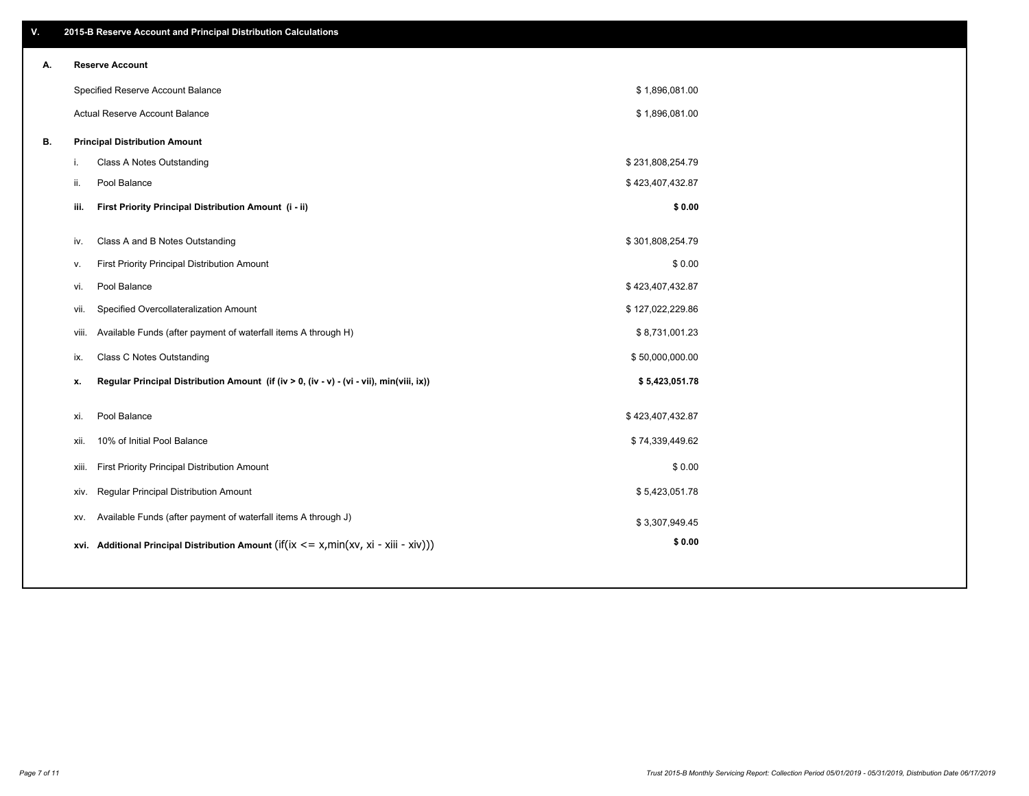## V. 2015-B Reserve Account and Principal Distribution Calculations

### A. Reserve Account

| | |
|---|---|
| Specified Reserve Account Balance | $ 1,896,081.00 |
| Actual Reserve Account Balance | $ 1,896,081.00 |

### B. Principal Distribution Amount

| | | |
|---|---|---|
| i. | Class A Notes Outstanding | $ 231,808,254.79 |
| ii. | Pool Balance | $ 423,407,432.87 |
| **iii.** | **First Priority Principal Distribution Amount (i - ii)** | **$ 0.00** |
| iv. | Class A and B Notes Outstanding | $ 301,808,254.79 |
| v. | First Priority Principal Distribution Amount | $ 0.00 |
| vi. | Pool Balance | $ 423,407,432.87 |
| vii. | Specified Overcollateralization Amount | $ 127,022,229.86 |
| viii. | Available Funds (after payment of waterfall items A through H) | $ 8,731,001.23 |
| ix. | Class C Notes Outstanding | $ 50,000,000.00 |
| **x.** | **Regular Principal Distribution Amount (if (iv > 0, (iv - v) - (vi - vii), min(viii, ix))** | **$ 5,423,051.78** |
| xi. | Pool Balance | $ 423,407,432.87 |
| xii. | 10% of Initial Pool Balance | $ 74,339,449.62 |
| xiii. | First Priority Principal Distribution Amount | $ 0.00 |
| xiv. | Regular Principal Distribution Amount | $ 5,423,051.78 |
| xv. | Available Funds (after payment of waterfall items A through J) | $ 3,307,949.45 |
| **xvi.** | **Additional Principal Distribution Amount** (if(ix <= x,min(xv, xi - xiii - xiv))) | **$ 0.00** |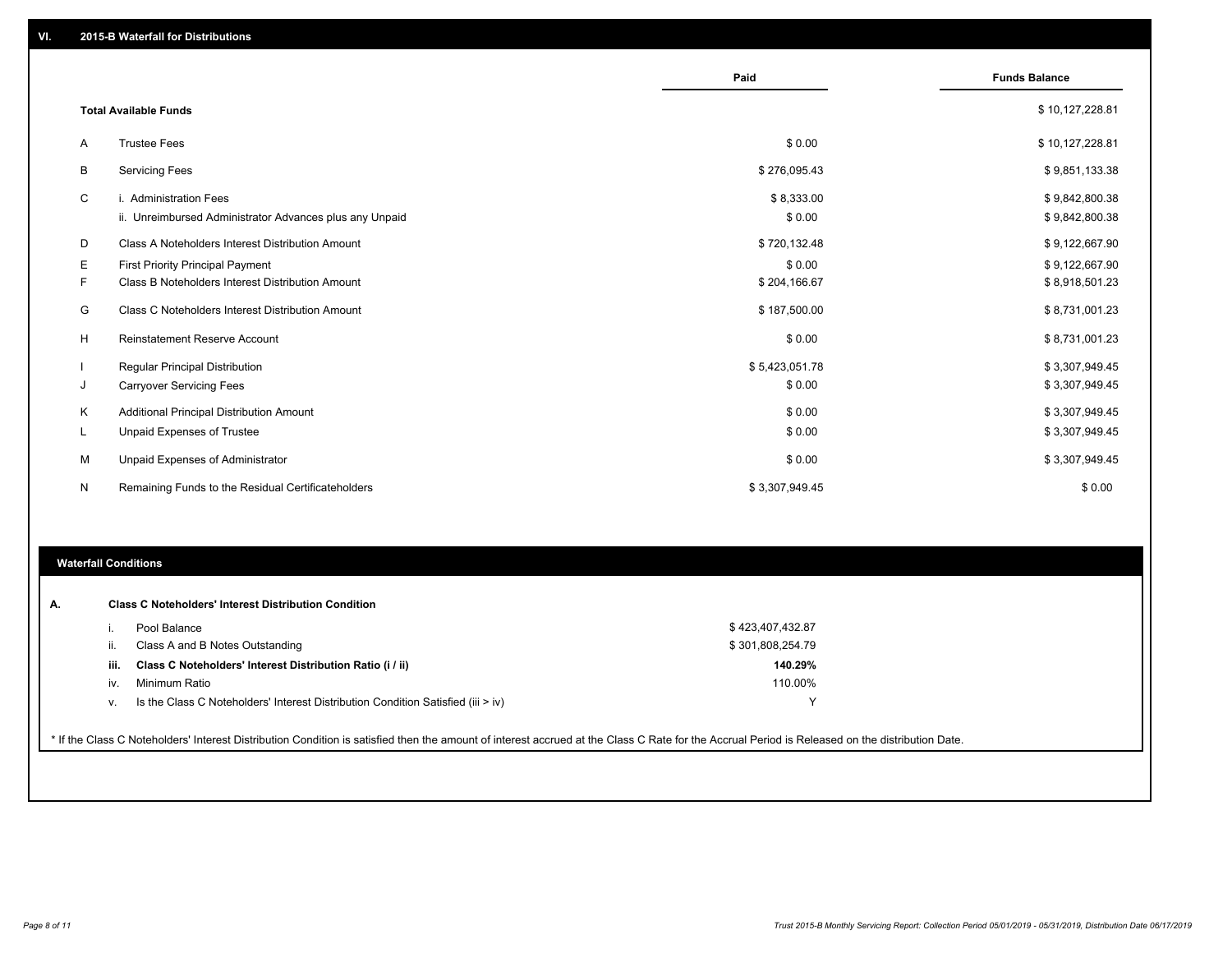## VI. 2015-B Waterfall for Distributions

| | | Paid | Funds Balance |
|---|---|---|---|
| | **Total Available Funds** | | $ 10,127,228.81 |
| A | Trustee Fees | $ 0.00 | $ 10,127,228.81 |
| B | Servicing Fees | $ 276,095.43 | $ 9,851,133.38 |
| C | i. Administration Fees | $ 8,333.00 | $ 9,842,800.38 |
| | ii. Unreimbursed Administrator Advances plus any Unpaid | $ 0.00 | $ 9,842,800.38 |
| D | Class A Noteholders Interest Distribution Amount | $ 720,132.48 | $ 9,122,667.90 |
| E | First Priority Principal Payment | $ 0.00 | $ 9,122,667.90 |
| F | Class B Noteholders Interest Distribution Amount | $ 204,166.67 | $ 8,918,501.23 |
| G | Class C Noteholders Interest Distribution Amount | $ 187,500.00 | $ 8,731,001.23 |
| H | Reinstatement Reserve Account | $ 0.00 | $ 8,731,001.23 |
| I | Regular Principal Distribution | $ 5,423,051.78 | $ 3,307,949.45 |
| J | Carryover Servicing Fees | $ 0.00 | $ 3,307,949.45 |
| K | Additional Principal Distribution Amount | $ 0.00 | $ 3,307,949.45 |
| L | Unpaid Expenses of Trustee | $ 0.00 | $ 3,307,949.45 |
| M | Unpaid Expenses of Administrator | $ 0.00 | $ 3,307,949.45 |
| N | Remaining Funds to the Residual Certificateholders | $ 3,307,949.45 | $ 0.00 |

### Waterfall Conditions

**A. Class C Noteholders' Interest Distribution Condition**

| | | |
|---|---|---|
| i. | Pool Balance | $ 423,407,432.87 |
| ii. | Class A and B Notes Outstanding | $ 301,808,254.79 |
| **iii.** | **Class C Noteholders' Interest Distribution Ratio (i / ii)** | **140.29%** |
| iv. | Minimum Ratio | 110.00% |
| v. | Is the Class C Noteholders' Interest Distribution Condition Satisfied (iii > iv) | Y |

* If the Class C Noteholders' Interest Distribution Condition is satisfied then the amount of interest accrued at the Class C Rate for the Accrual Period is Released on the distribution Date.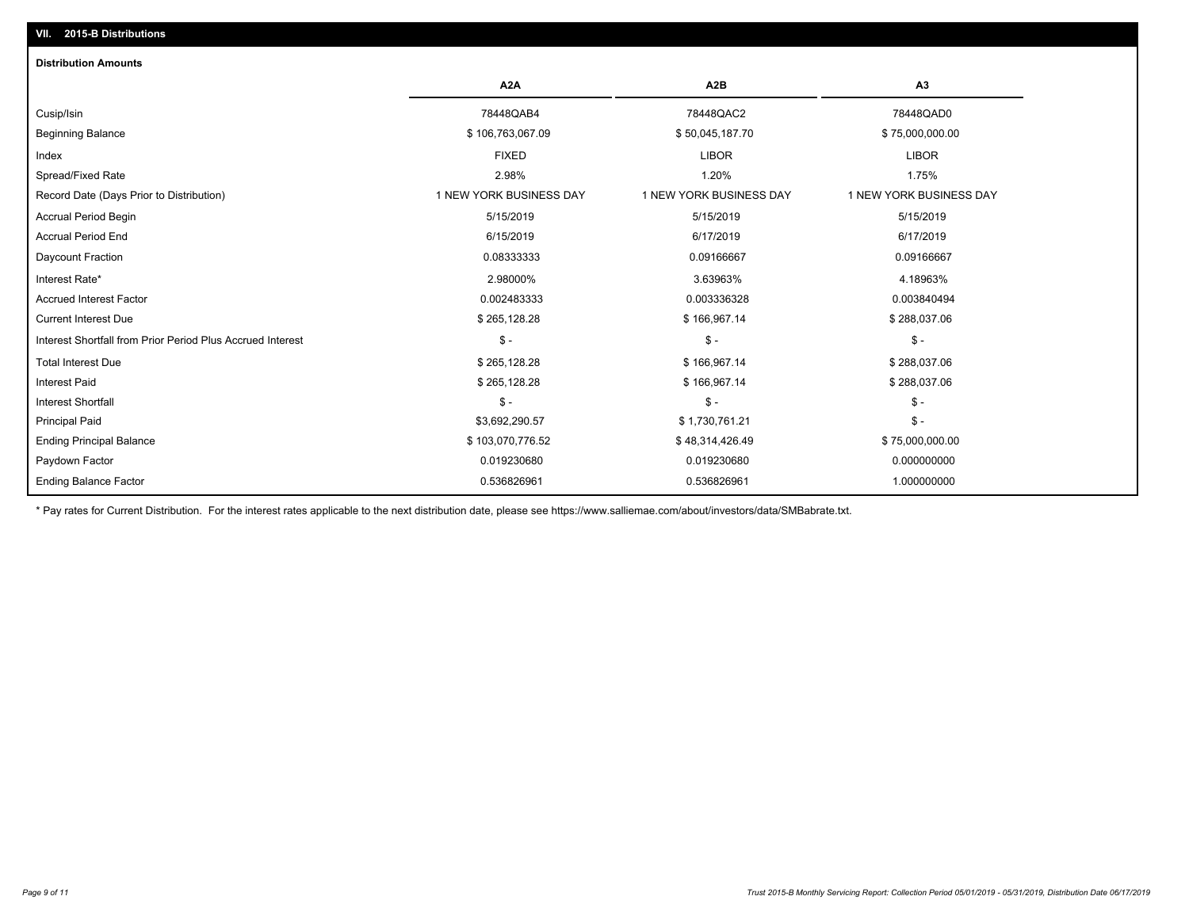## VII. 2015-B Distributions

### Distribution Amounts

| | A2A | A2B | A3 |
|---|---|---|---|
| Cusip/Isin | 78448QAB4 | 78448QAC2 | 78448QAD0 |
| Beginning Balance | $ 106,763,067.09 | $ 50,045,187.70 | $ 75,000,000.00 |
| Index | FIXED | LIBOR | LIBOR |
| Spread/Fixed Rate | 2.98% | 1.20% | 1.75% |
| Record Date (Days Prior to Distribution) | 1 NEW YORK BUSINESS DAY | 1 NEW YORK BUSINESS DAY | 1 NEW YORK BUSINESS DAY |
| Accrual Period Begin | 5/15/2019 | 5/15/2019 | 5/15/2019 |
| Accrual Period End | 6/15/2019 | 6/17/2019 | 6/17/2019 |
| Daycount Fraction | 0.08333333 | 0.09166667 | 0.09166667 |
| Interest Rate* | 2.98000% | 3.63963% | 4.18963% |
| Accrued Interest Factor | 0.002483333 | 0.003336328 | 0.003840494 |
| Current Interest Due | $ 265,128.28 | $ 166,967.14 | $ 288,037.06 |
| Interest Shortfall from Prior Period Plus Accrued Interest | $ - | $ - | $ - |
| Total Interest Due | $ 265,128.28 | $ 166,967.14 | $ 288,037.06 |
| Interest Paid | $ 265,128.28 | $ 166,967.14 | $ 288,037.06 |
| Interest Shortfall | $ - | $ - | $ - |
| Principal Paid | $3,692,290.57 | $ 1,730,761.21 | $ - |
| Ending Principal Balance | $ 103,070,776.52 | $ 48,314,426.49 | $ 75,000,000.00 |
| Paydown Factor | 0.019230680 | 0.019230680 | 0.000000000 |
| Ending Balance Factor | 0.536826961 | 0.536826961 | 1.000000000 |

* Pay rates for Current Distribution. For the interest rates applicable to the next distribution date, please see https://www.salliemae.com/about/investors/data/SMBabrate.txt.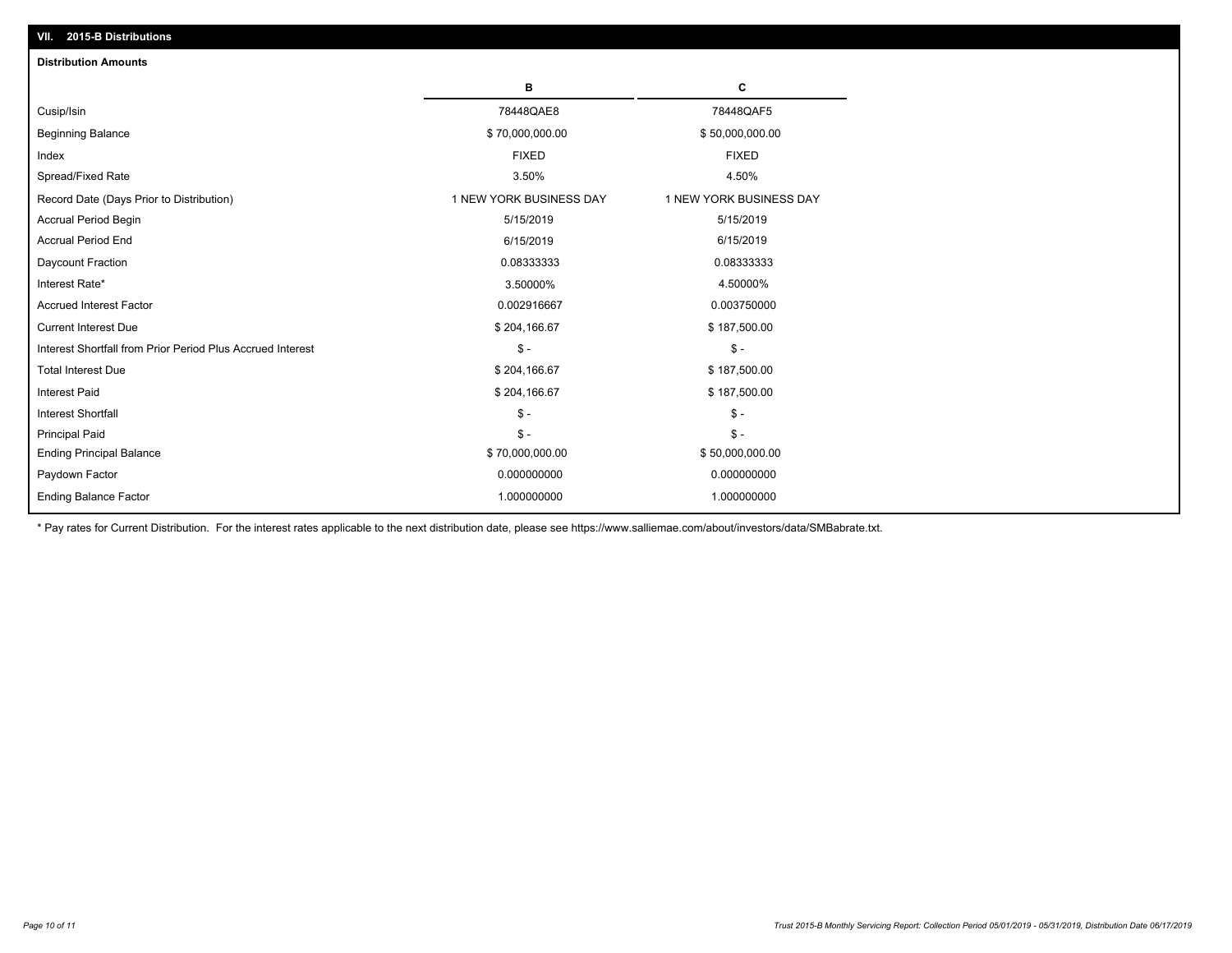## VII. 2015-B Distributions

### Distribution Amounts

| | B | C |
|---|---|---|
| Cusip/Isin | 78448QAE8 | 78448QAF5 |
| Beginning Balance | $ 70,000,000.00 | $ 50,000,000.00 |
| Index | FIXED | FIXED |
| Spread/Fixed Rate | 3.50% | 4.50% |
| Record Date (Days Prior to Distribution) | 1 NEW YORK BUSINESS DAY | 1 NEW YORK BUSINESS DAY |
| Accrual Period Begin | 5/15/2019 | 5/15/2019 |
| Accrual Period End | 6/15/2019 | 6/15/2019 |
| Daycount Fraction | 0.08333333 | 0.08333333 |
| Interest Rate* | 3.50000% | 4.50000% |
| Accrued Interest Factor | 0.002916667 | 0.003750000 |
| Current Interest Due | $ 204,166.67 | $ 187,500.00 |
| Interest Shortfall from Prior Period Plus Accrued Interest | $ - | $ - |
| Total Interest Due | $ 204,166.67 | $ 187,500.00 |
| Interest Paid | $ 204,166.67 | $ 187,500.00 |
| Interest Shortfall | $ - | $ - |
| Principal Paid | $ - | $ - |
| Ending Principal Balance | $ 70,000,000.00 | $ 50,000,000.00 |
| Paydown Factor | 0.000000000 | 0.000000000 |
| Ending Balance Factor | 1.000000000 | 1.000000000 |

* Pay rates for Current Distribution. For the interest rates applicable to the next distribution date, please see https://www.salliemae.com/about/investors/data/SMBabrate.txt.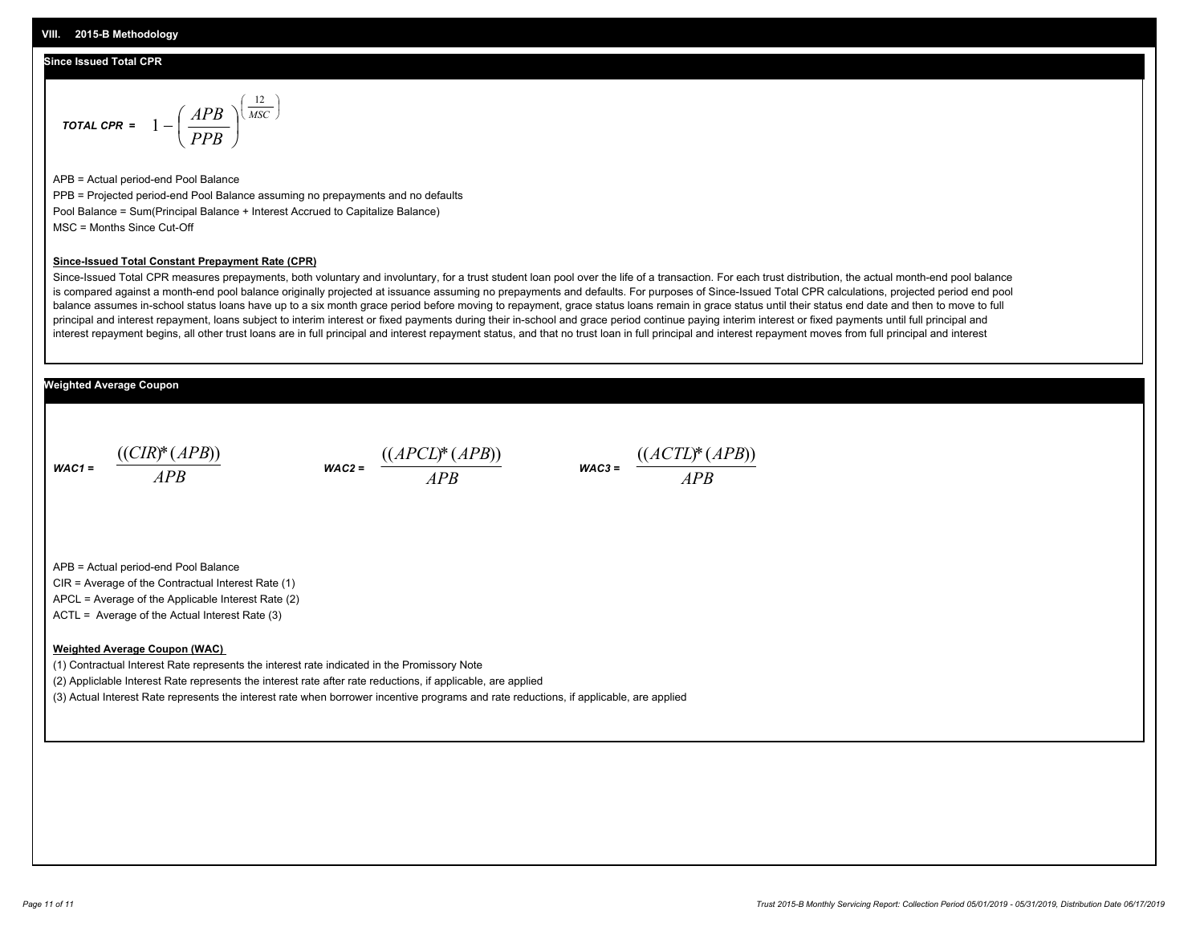## VIII. 2015-B Methodology

### Since Issued Total CPR

$$\textit{TOTAL CPR} = 1 - \left( \frac{APB}{PPB} \right)^{\left( \frac{12}{MSC} \right)}$$

APB = Actual period-end Pool Balance

PPB = Projected period-end Pool Balance assuming no prepayments and no defaults

Pool Balance = Sum(Principal Balance + Interest Accrued to Capitalize Balance)

MSC = Months Since Cut-Off

**Since-Issued Total Constant Prepayment Rate (CPR)**

Since-Issued Total CPR measures prepayments, both voluntary and involuntary, for a trust student loan pool over the life of a transaction. For each trust distribution, the actual month-end pool balance is compared against a month-end pool balance originally projected at issuance assuming no prepayments and defaults. For purposes of Since-Issued Total CPR calculations, projected period end pool balance assumes in-school status loans have up to a six month grace period before moving to repayment, grace status loans remain in grace status until their status end date and then to move to full principal and interest repayment, loans subject to interim interest or fixed payments during their in-school and grace period continue paying interim interest or fixed payments until full principal and interest repayment begins, all other trust loans are in full principal and interest repayment status, and that no trust loan in full principal and interest repayment moves from full principal and interest

### Weighted Average Coupon

$$\textit{WAC1} = \frac{((CIR) * (APB))}{APB} \qquad \textit{WAC2} = \frac{((APCL) * (APB))}{APB} \qquad \textit{WAC3} = \frac{((ACTL) * (APB))}{APB}$$

APB = Actual period-end Pool Balance

CIR = Average of the Contractual Interest Rate (1)

APCL = Average of the Applicable Interest Rate (2)

ACTL = Average of the Actual Interest Rate (3)

**Weighted Average Coupon (WAC)**

(1) Contractual Interest Rate represents the interest rate indicated in the Promissory Note

(2) Appliclable Interest Rate represents the interest rate after rate reductions, if applicable, are applied

(3) Actual Interest Rate represents the interest rate when borrower incentive programs and rate reductions, if applicable, are applied